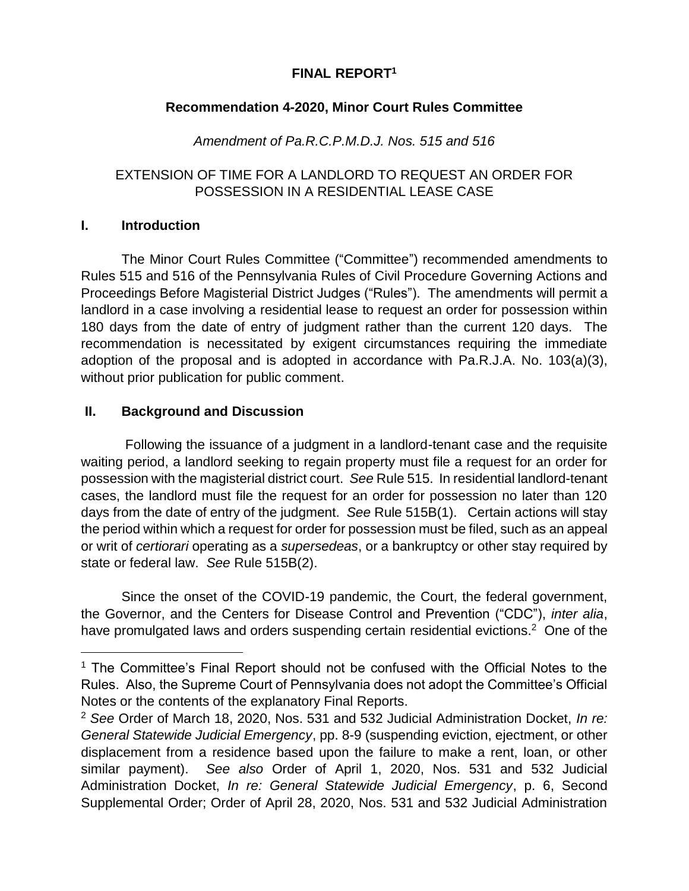# FINAL REPORT[1]

## Recommendation 4-2020, Minor Court Rules Committee

*Amendment of Pa.R.C.P.M.D.J. Nos. 515 and 516*

EXTENSION OF TIME FOR A LANDLORD TO REQUEST AN ORDER FOR POSSESSION IN A RESIDENTIAL LEASE CASE

### I. Introduction

The Minor Court Rules Committee ("Committee") recommended amendments to Rules 515 and 516 of the Pennsylvania Rules of Civil Procedure Governing Actions and Proceedings Before Magisterial District Judges ("Rules"). The amendments will permit a landlord in a case involving a residential lease to request an order for possession within 180 days from the date of entry of judgment rather than the current 120 days. The recommendation is necessitated by exigent circumstances requiring the immediate adoption of the proposal and is adopted in accordance with Pa.R.J.A. No. 103(a)(3), without prior publication for public comment.

### II. Background and Discussion

Following the issuance of a judgment in a landlord-tenant case and the requisite waiting period, a landlord seeking to regain property must file a request for an order for possession with the magisterial district court. *See* Rule 515. In residential landlord-tenant cases, the landlord must file the request for an order for possession no later than 120 days from the date of entry of the judgment. *See* Rule 515B(1). Certain actions will stay the period within which a request for order for possession must be filed, such as an appeal or writ of *certiorari* operating as a *supersedeas*, or a bankruptcy or other stay required by state or federal law. *See* Rule 515B(2).

Since the onset of the COVID-19 pandemic, the Court, the federal government, the Governor, and the Centers for Disease Control and Prevention ("CDC"), *inter alia*, have promulgated laws and orders suspending certain residential evictions.[2] One of the

---

[1] The Committee's Final Report should not be confused with the Official Notes to the Rules. Also, the Supreme Court of Pennsylvania does not adopt the Committee's Official Notes or the contents of the explanatory Final Reports.

[2] *See* Order of March 18, 2020, Nos. 531 and 532 Judicial Administration Docket, *In re: General Statewide Judicial Emergency*, pp. 8-9 (suspending eviction, ejectment, or other displacement from a residence based upon the failure to make a rent, loan, or other similar payment). *See also* Order of April 1, 2020, Nos. 531 and 532 Judicial Administration Docket, *In re: General Statewide Judicial Emergency*, p. 6, Second Supplemental Order; Order of April 28, 2020, Nos. 531 and 532 Judicial Administration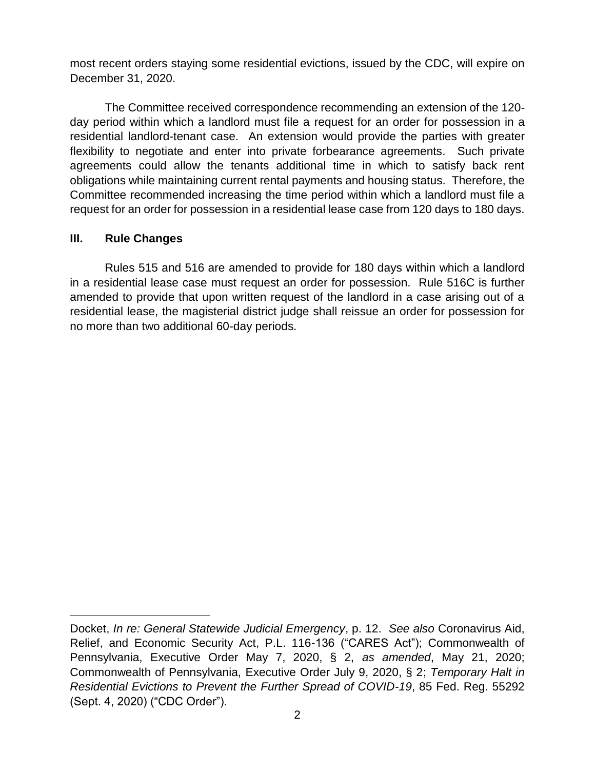most recent orders staying some residential evictions, issued by the CDC, will expire on December 31, 2020.

The Committee received correspondence recommending an extension of the 120-day period within which a landlord must file a request for an order for possession in a residential landlord-tenant case. An extension would provide the parties with greater flexibility to negotiate and enter into private forbearance agreements. Such private agreements could allow the tenants additional time in which to satisfy back rent obligations while maintaining current rental payments and housing status. Therefore, the Committee recommended increasing the time period within which a landlord must file a request for an order for possession in a residential lease case from 120 days to 180 days.

## III. Rule Changes

Rules 515 and 516 are amended to provide for 180 days within which a landlord in a residential lease case must request an order for possession. Rule 516C is further amended to provide that upon written request of the landlord in a case arising out of a residential lease, the magisterial district judge shall reissue an order for possession for no more than two additional 60-day periods.

---

Docket, *In re: General Statewide Judicial Emergency*, p. 12. *See also* Coronavirus Aid, Relief, and Economic Security Act, P.L. 116-136 ("CARES Act"); Commonwealth of Pennsylvania, Executive Order May 7, 2020, § 2, *as amended*, May 21, 2020; Commonwealth of Pennsylvania, Executive Order July 9, 2020, § 2; *Temporary Halt in Residential Evictions to Prevent the Further Spread of COVID-19*, 85 Fed. Reg. 55292 (Sept. 4, 2020) ("CDC Order").